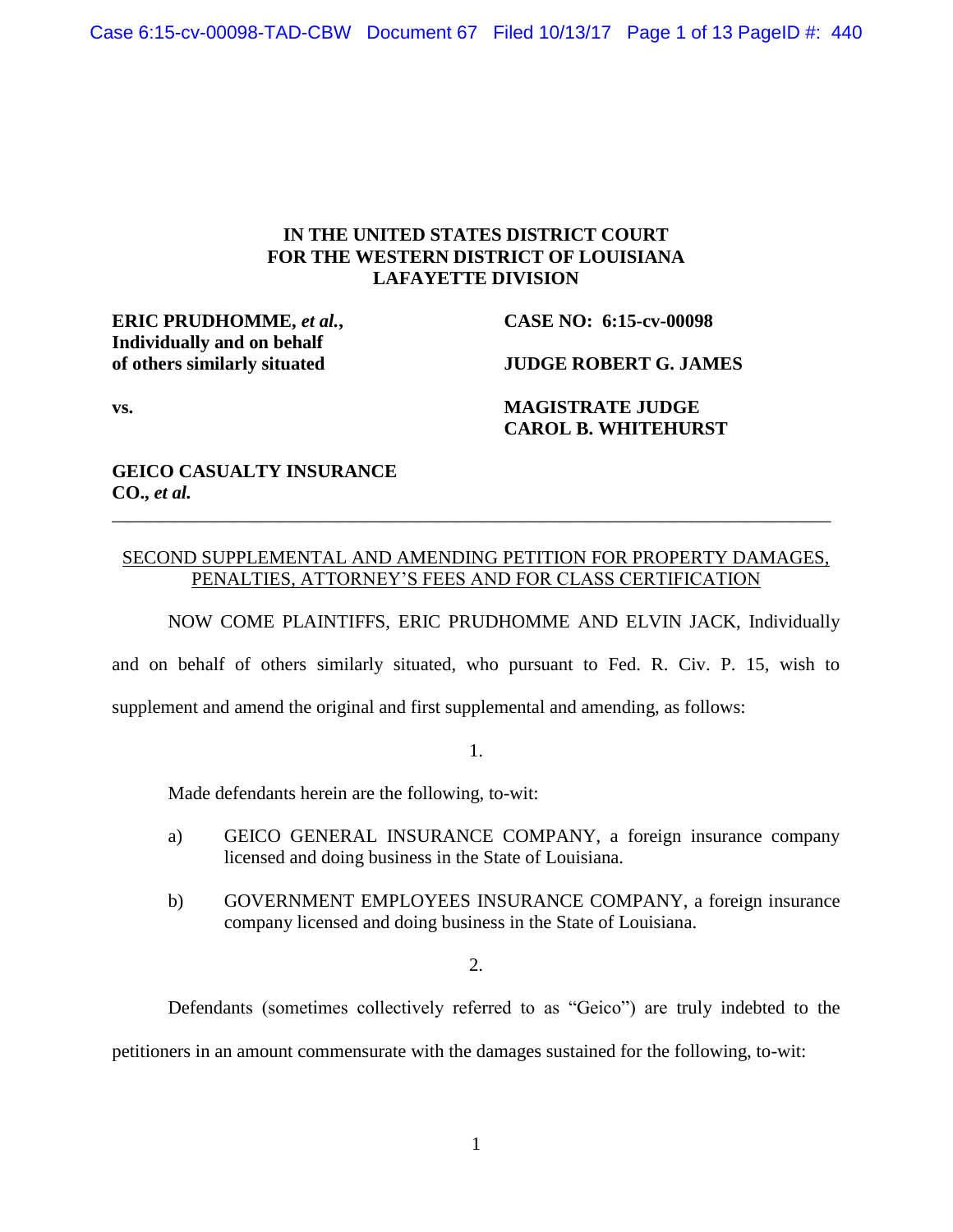**IN THE UNITED STATES DISTRICT COURT**
**FOR THE WESTERN DISTRICT OF LOUISIANA**
**LAFAYETTE DIVISION**

| | |
|---|---|
| **ERIC PRUDHOMME, *et al.*, Individually and on behalf of others similarly situated** | **CASE NO: 6:15-cv-00098** |
| | **JUDGE ROBERT G. JAMES** |
| **vs.** | **MAGISTRATE JUDGE CAROL B. WHITEHURST** |
| **GEICO CASUALTY INSURANCE CO., *et al.*** | |

---

SECOND SUPPLEMENTAL AND AMENDING PETITION FOR PROPERTY DAMAGES, PENALTIES, ATTORNEY'S FEES AND FOR CLASS CERTIFICATION

NOW COME PLAINTIFFS, ERIC PRUDHOMME AND ELVIN JACK, Individually and on behalf of others similarly situated, who pursuant to Fed. R. Civ. P. 15, wish to supplement and amend the original and first supplemental and amending, as follows:

1.

Made defendants herein are the following, to-wit:

a) GEICO GENERAL INSURANCE COMPANY, a foreign insurance company licensed and doing business in the State of Louisiana.

b) GOVERNMENT EMPLOYEES INSURANCE COMPANY, a foreign insurance company licensed and doing business in the State of Louisiana.

2.

Defendants (sometimes collectively referred to as "Geico") are truly indebted to the petitioners in an amount commensurate with the damages sustained for the following, to-wit: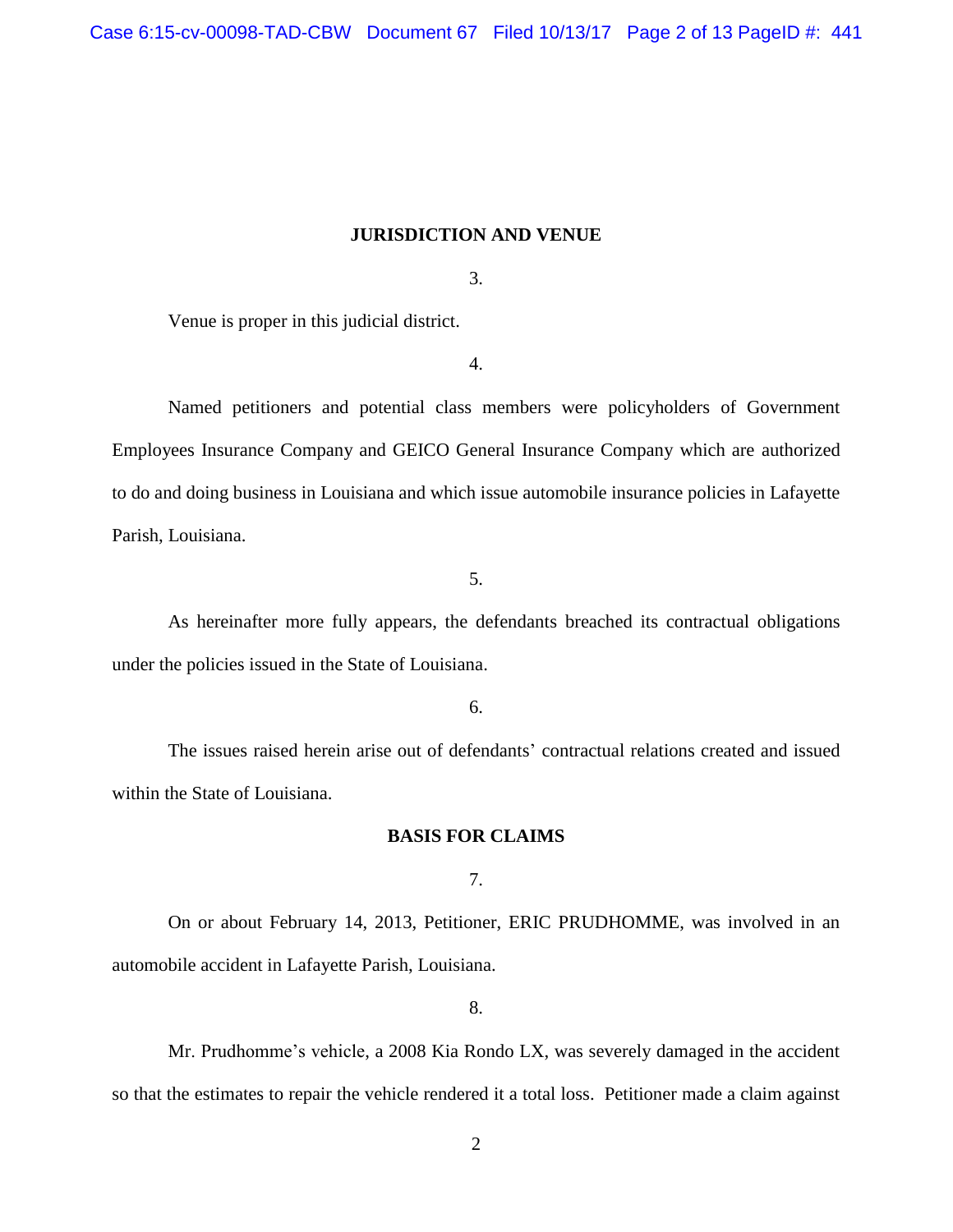## JURISDICTION AND VENUE

3.

Venue is proper in this judicial district.

4.

Named petitioners and potential class members were policyholders of Government Employees Insurance Company and GEICO General Insurance Company which are authorized to do and doing business in Louisiana and which issue automobile insurance policies in Lafayette Parish, Louisiana.

5.

As hereinafter more fully appears, the defendants breached its contractual obligations under the policies issued in the State of Louisiana.

6.

The issues raised herein arise out of defendants' contractual relations created and issued within the State of Louisiana.

## BASIS FOR CLAIMS

7.

On or about February 14, 2013, Petitioner, ERIC PRUDHOMME, was involved in an automobile accident in Lafayette Parish, Louisiana.

8.

Mr. Prudhomme's vehicle, a 2008 Kia Rondo LX, was severely damaged in the accident so that the estimates to repair the vehicle rendered it a total loss. Petitioner made a claim against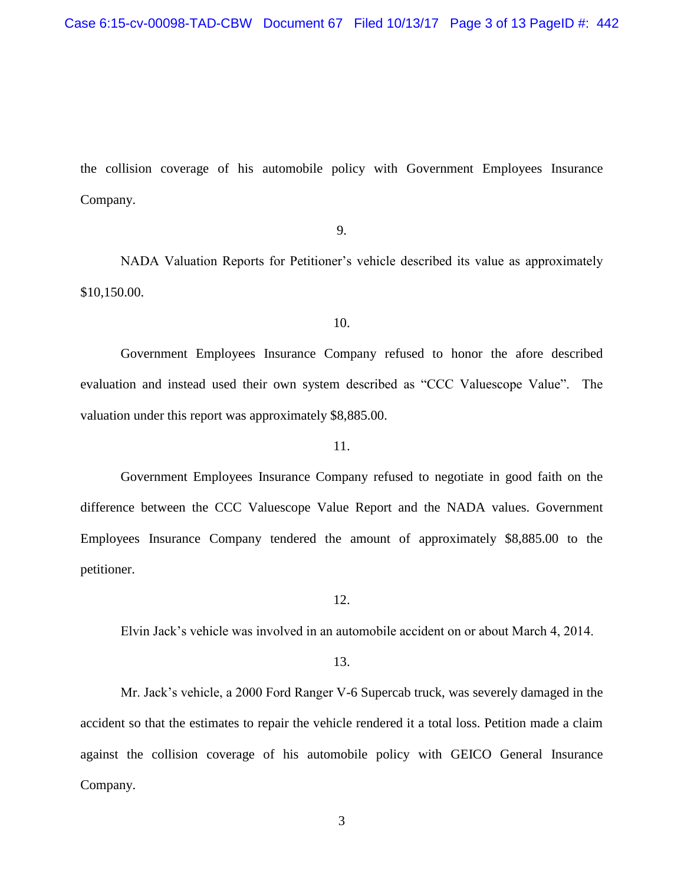the collision coverage of his automobile policy with Government Employees Insurance Company.

9.

NADA Valuation Reports for Petitioner's vehicle described its value as approximately $10,150.00.

10.

Government Employees Insurance Company refused to honor the afore described evaluation and instead used their own system described as "CCC Valuescope Value". The valuation under this report was approximately $8,885.00.

11.

Government Employees Insurance Company refused to negotiate in good faith on the difference between the CCC Valuescope Value Report and the NADA values. Government Employees Insurance Company tendered the amount of approximately $8,885.00 to the petitioner.

12.

Elvin Jack's vehicle was involved in an automobile accident on or about March 4, 2014.

13.

Mr. Jack's vehicle, a 2000 Ford Ranger V-6 Supercab truck, was severely damaged in the accident so that the estimates to repair the vehicle rendered it a total loss. Petition made a claim against the collision coverage of his automobile policy with GEICO General Insurance Company.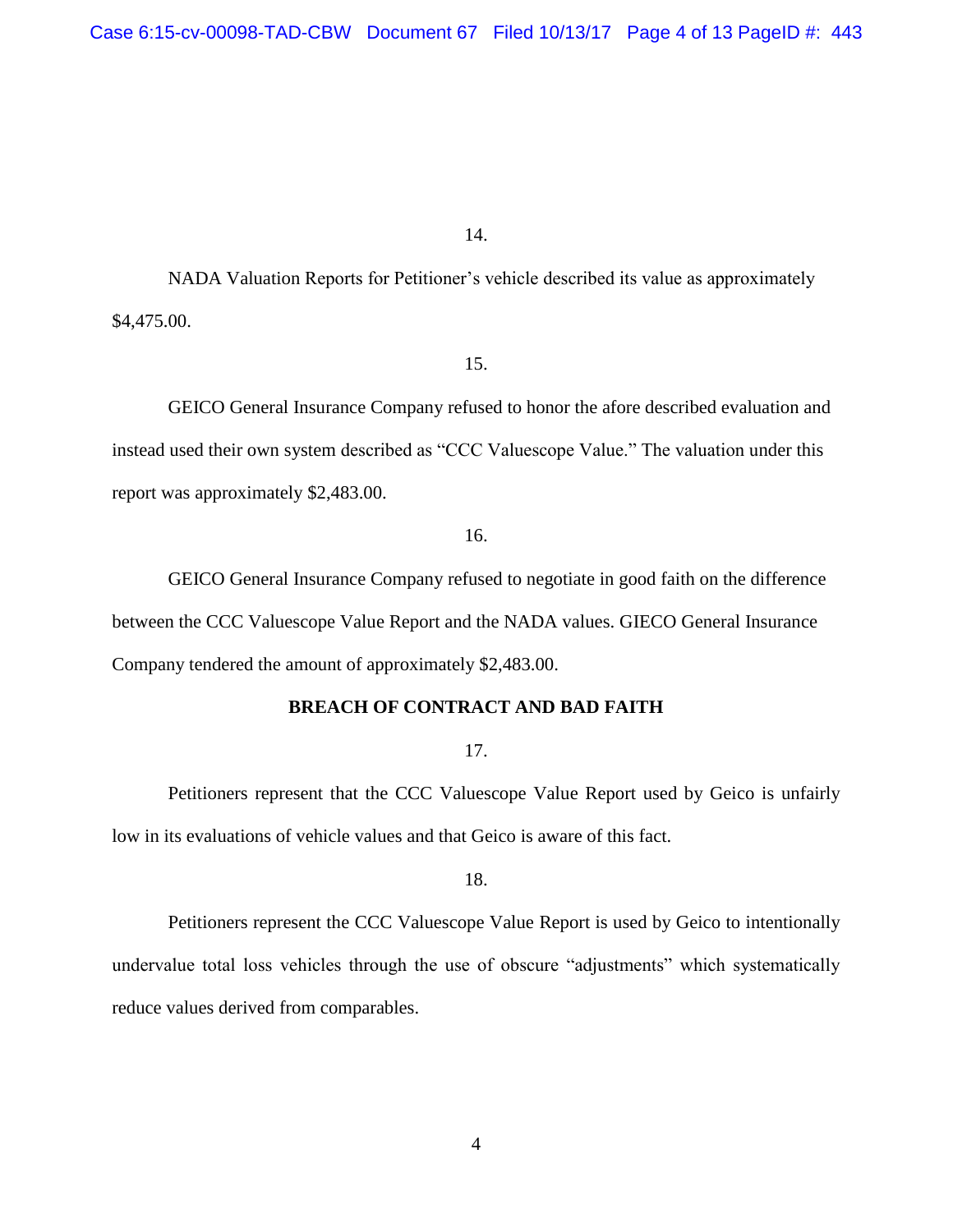14.

NADA Valuation Reports for Petitioner's vehicle described its value as approximately $4,475.00.

15.

GEICO General Insurance Company refused to honor the afore described evaluation and instead used their own system described as "CCC Valuescope Value." The valuation under this report was approximately $2,483.00.

16.

GEICO General Insurance Company refused to negotiate in good faith on the difference between the CCC Valuescope Value Report and the NADA values. GIECO General Insurance Company tendered the amount of approximately $2,483.00.

**BREACH OF CONTRACT AND BAD FAITH**

17.

Petitioners represent that the CCC Valuescope Value Report used by Geico is unfairly low in its evaluations of vehicle values and that Geico is aware of this fact.

18.

Petitioners represent the CCC Valuescope Value Report is used by Geico to intentionally undervalue total loss vehicles through the use of obscure "adjustments" which systematically reduce values derived from comparables.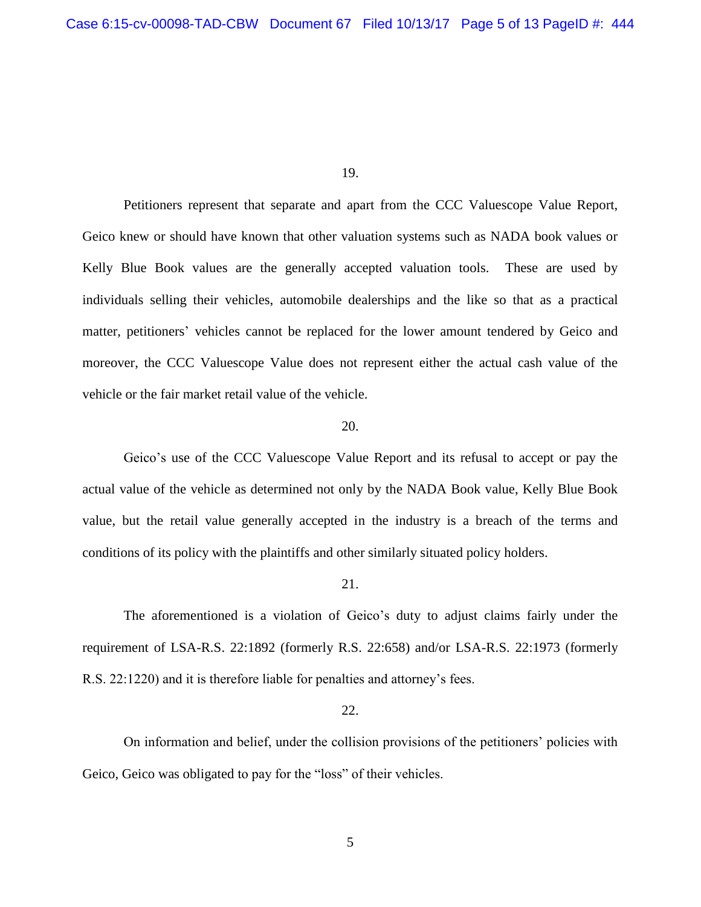19.

Petitioners represent that separate and apart from the CCC Valuescope Value Report, Geico knew or should have known that other valuation systems such as NADA book values or Kelly Blue Book values are the generally accepted valuation tools. These are used by individuals selling their vehicles, automobile dealerships and the like so that as a practical matter, petitioners' vehicles cannot be replaced for the lower amount tendered by Geico and moreover, the CCC Valuescope Value does not represent either the actual cash value of the vehicle or the fair market retail value of the vehicle.

20.

Geico's use of the CCC Valuescope Value Report and its refusal to accept or pay the actual value of the vehicle as determined not only by the NADA Book value, Kelly Blue Book value, but the retail value generally accepted in the industry is a breach of the terms and conditions of its policy with the plaintiffs and other similarly situated policy holders.

21.

The aforementioned is a violation of Geico's duty to adjust claims fairly under the requirement of LSA-R.S. 22:1892 (formerly R.S. 22:658) and/or LSA-R.S. 22:1973 (formerly R.S. 22:1220) and it is therefore liable for penalties and attorney's fees.

22.

On information and belief, under the collision provisions of the petitioners' policies with Geico, Geico was obligated to pay for the "loss" of their vehicles.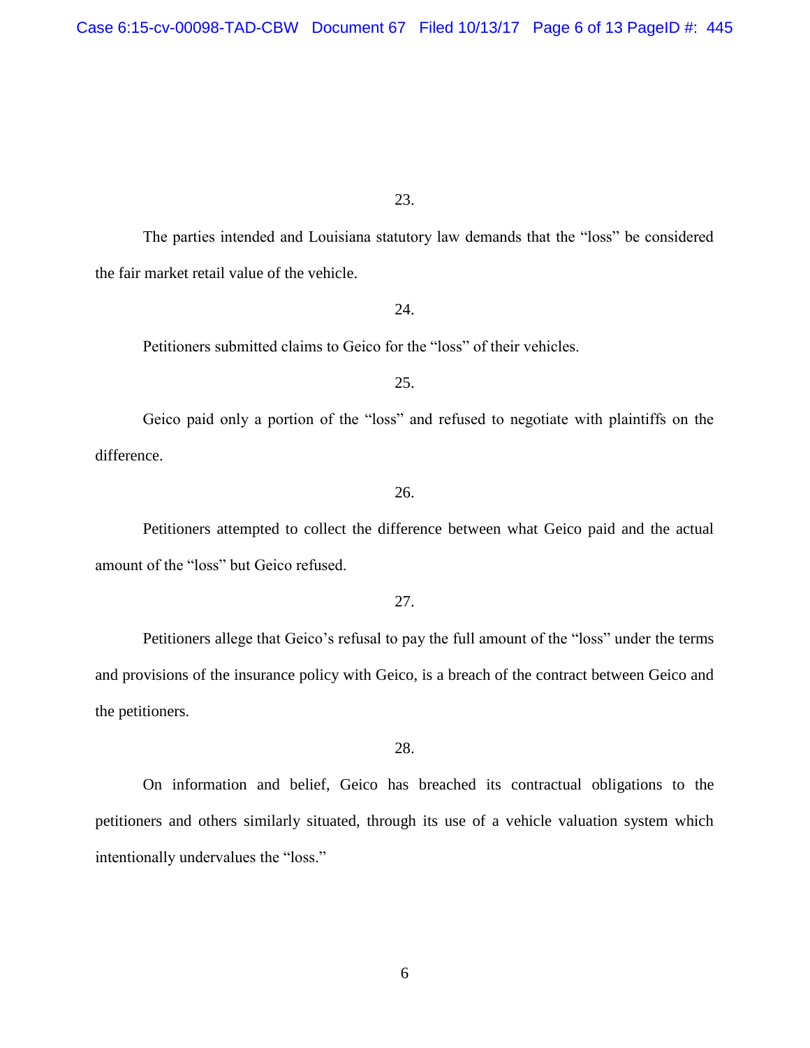23.

The parties intended and Louisiana statutory law demands that the "loss" be considered the fair market retail value of the vehicle.

24.

Petitioners submitted claims to Geico for the "loss" of their vehicles.

25.

Geico paid only a portion of the "loss" and refused to negotiate with plaintiffs on the difference.

26.

Petitioners attempted to collect the difference between what Geico paid and the actual amount of the "loss" but Geico refused.

27.

Petitioners allege that Geico's refusal to pay the full amount of the "loss" under the terms and provisions of the insurance policy with Geico, is a breach of the contract between Geico and the petitioners.

28.

On information and belief, Geico has breached its contractual obligations to the petitioners and others similarly situated, through its use of a vehicle valuation system which intentionally undervalues the "loss."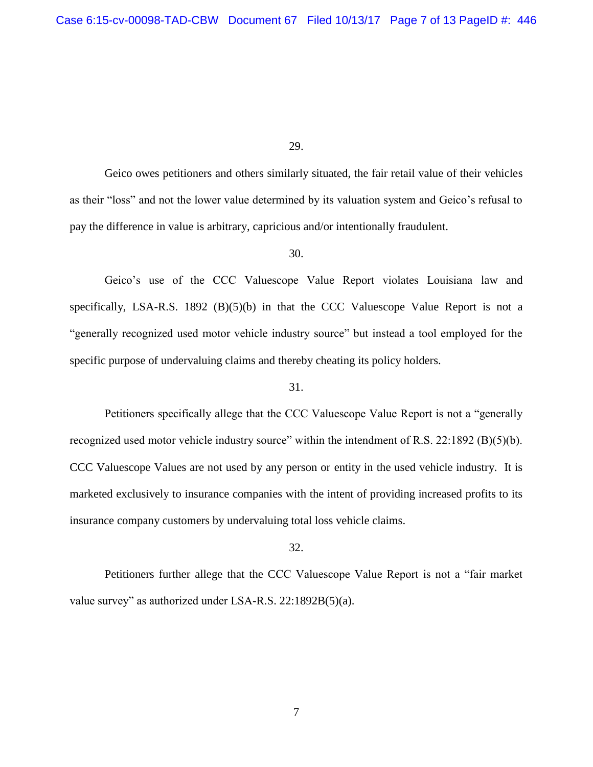29.

Geico owes petitioners and others similarly situated, the fair retail value of their vehicles as their "loss" and not the lower value determined by its valuation system and Geico's refusal to pay the difference in value is arbitrary, capricious and/or intentionally fraudulent.

30.

Geico's use of the CCC Valuescope Value Report violates Louisiana law and specifically, LSA-R.S. 1892 (B)(5)(b) in that the CCC Valuescope Value Report is not a "generally recognized used motor vehicle industry source" but instead a tool employed for the specific purpose of undervaluing claims and thereby cheating its policy holders.

31.

Petitioners specifically allege that the CCC Valuescope Value Report is not a "generally recognized used motor vehicle industry source" within the intendment of R.S. 22:1892 (B)(5)(b). CCC Valuescope Values are not used by any person or entity in the used vehicle industry. It is marketed exclusively to insurance companies with the intent of providing increased profits to its insurance company customers by undervaluing total loss vehicle claims.

32.

Petitioners further allege that the CCC Valuescope Value Report is not a "fair market value survey" as authorized under LSA-R.S. 22:1892B(5)(a).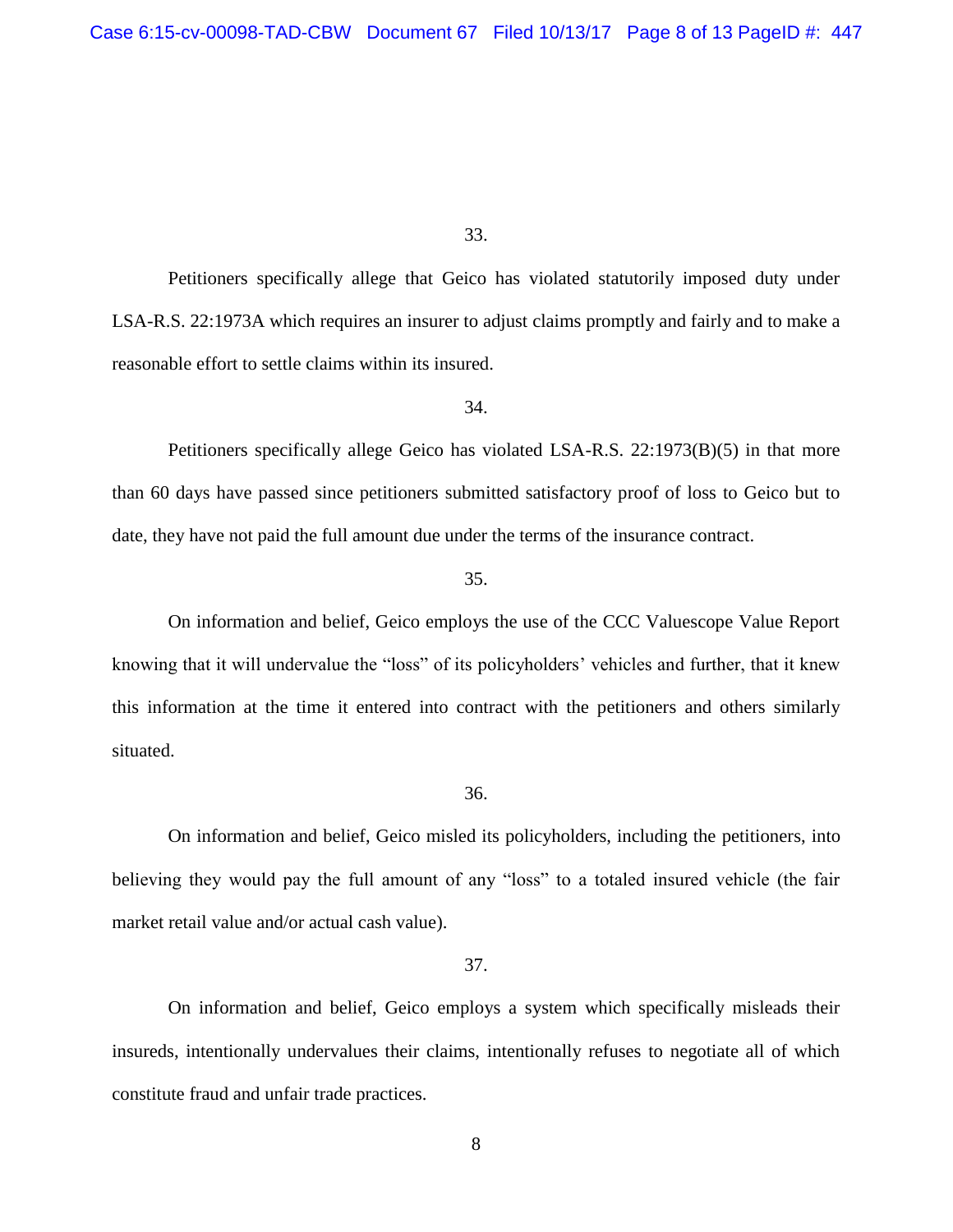33.

Petitioners specifically allege that Geico has violated statutorily imposed duty under LSA-R.S. 22:1973A which requires an insurer to adjust claims promptly and fairly and to make a reasonable effort to settle claims within its insured.

34.

Petitioners specifically allege Geico has violated LSA-R.S. 22:1973(B)(5) in that more than 60 days have passed since petitioners submitted satisfactory proof of loss to Geico but to date, they have not paid the full amount due under the terms of the insurance contract.

35.

On information and belief, Geico employs the use of the CCC Valuescope Value Report knowing that it will undervalue the "loss" of its policyholders' vehicles and further, that it knew this information at the time it entered into contract with the petitioners and others similarly situated.

36.

On information and belief, Geico misled its policyholders, including the petitioners, into believing they would pay the full amount of any "loss" to a totaled insured vehicle (the fair market retail value and/or actual cash value).

37.

On information and belief, Geico employs a system which specifically misleads their insureds, intentionally undervalues their claims, intentionally refuses to negotiate all of which constitute fraud and unfair trade practices.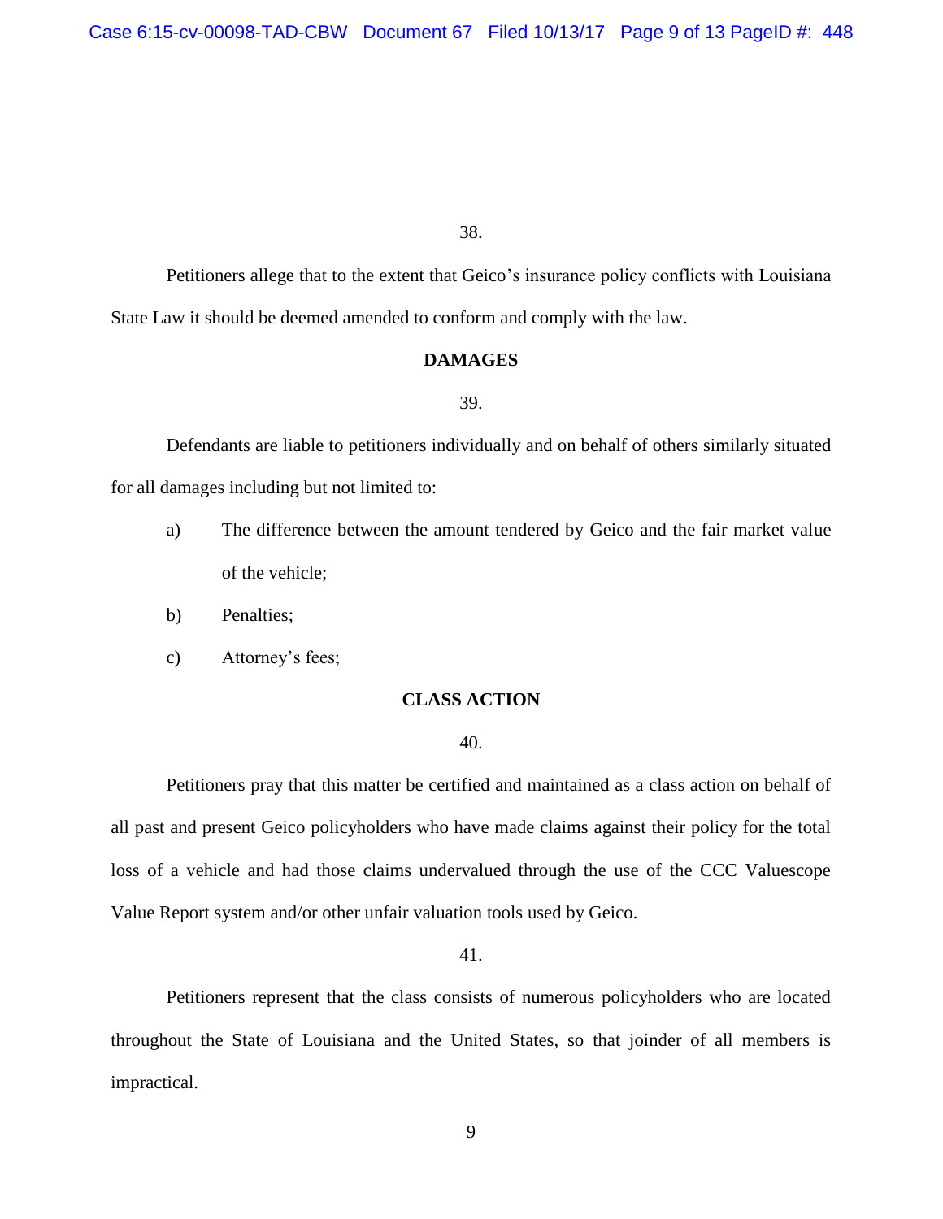38.

Petitioners allege that to the extent that Geico's insurance policy conflicts with Louisiana State Law it should be deemed amended to conform and comply with the law.

**DAMAGES**

39.

Defendants are liable to petitioners individually and on behalf of others similarly situated for all damages including but not limited to:

a) The difference between the amount tendered by Geico and the fair market value of the vehicle;

b) Penalties;

c) Attorney's fees;

**CLASS ACTION**

40.

Petitioners pray that this matter be certified and maintained as a class action on behalf of all past and present Geico policyholders who have made claims against their policy for the total loss of a vehicle and had those claims undervalued through the use of the CCC Valuescope Value Report system and/or other unfair valuation tools used by Geico.

41.

Petitioners represent that the class consists of numerous policyholders who are located throughout the State of Louisiana and the United States, so that joinder of all members is impractical.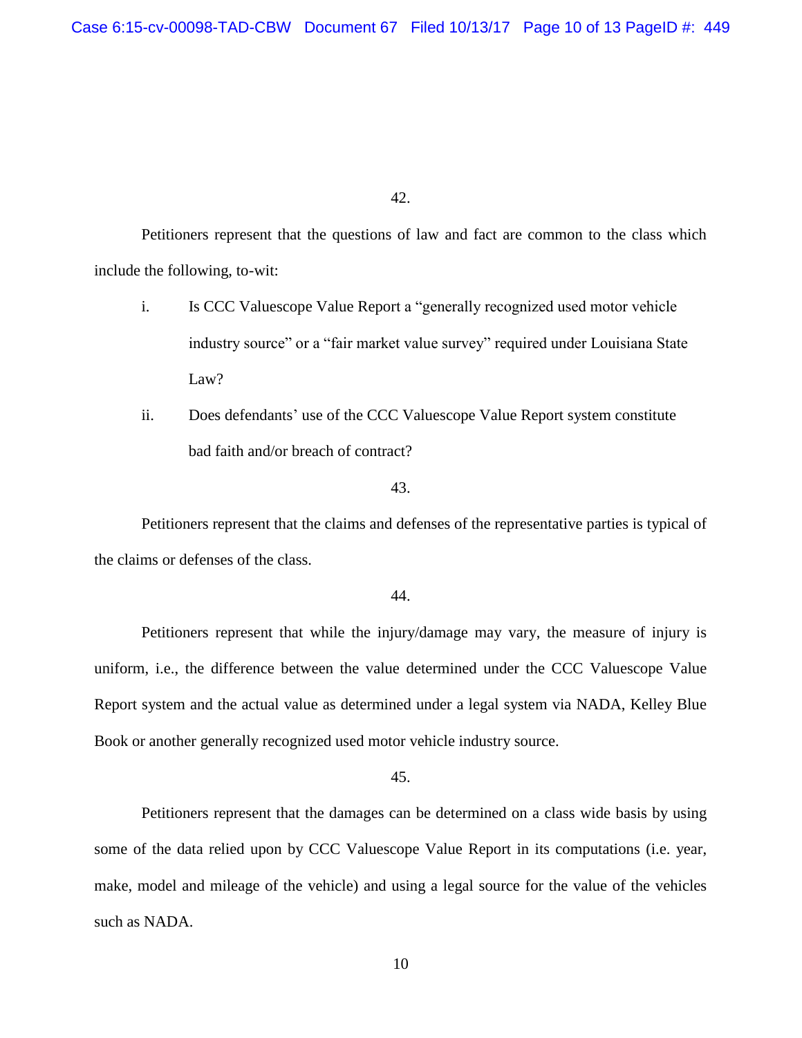42.

Petitioners represent that the questions of law and fact are common to the class which include the following, to-wit:

i. Is CCC Valuescope Value Report a "generally recognized used motor vehicle industry source" or a "fair market value survey" required under Louisiana State Law?

ii. Does defendants' use of the CCC Valuescope Value Report system constitute bad faith and/or breach of contract?

43.

Petitioners represent that the claims and defenses of the representative parties is typical of the claims or defenses of the class.

44.

Petitioners represent that while the injury/damage may vary, the measure of injury is uniform, i.e., the difference between the value determined under the CCC Valuescope Value Report system and the actual value as determined under a legal system via NADA, Kelley Blue Book or another generally recognized used motor vehicle industry source.

45.

Petitioners represent that the damages can be determined on a class wide basis by using some of the data relied upon by CCC Valuescope Value Report in its computations (i.e. year, make, model and mileage of the vehicle) and using a legal source for the value of the vehicles such as NADA.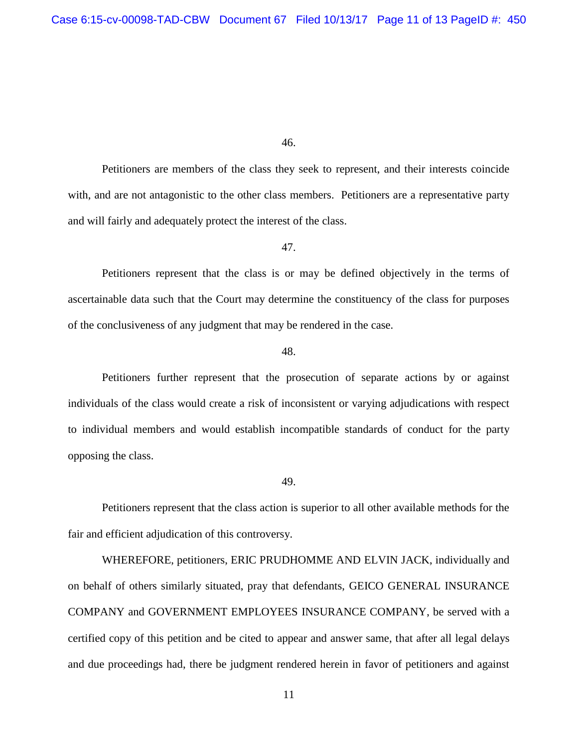46.

Petitioners are members of the class they seek to represent, and their interests coincide with, and are not antagonistic to the other class members. Petitioners are a representative party and will fairly and adequately protect the interest of the class.

47.

Petitioners represent that the class is or may be defined objectively in the terms of ascertainable data such that the Court may determine the constituency of the class for purposes of the conclusiveness of any judgment that may be rendered in the case.

48.

Petitioners further represent that the prosecution of separate actions by or against individuals of the class would create a risk of inconsistent or varying adjudications with respect to individual members and would establish incompatible standards of conduct for the party opposing the class.

49.

Petitioners represent that the class action is superior to all other available methods for the fair and efficient adjudication of this controversy.

WHEREFORE, petitioners, ERIC PRUDHOMME AND ELVIN JACK, individually and on behalf of others similarly situated, pray that defendants, GEICO GENERAL INSURANCE COMPANY and GOVERNMENT EMPLOYEES INSURANCE COMPANY, be served with a certified copy of this petition and be cited to appear and answer same, that after all legal delays and due proceedings had, there be judgment rendered herein in favor of petitioners and against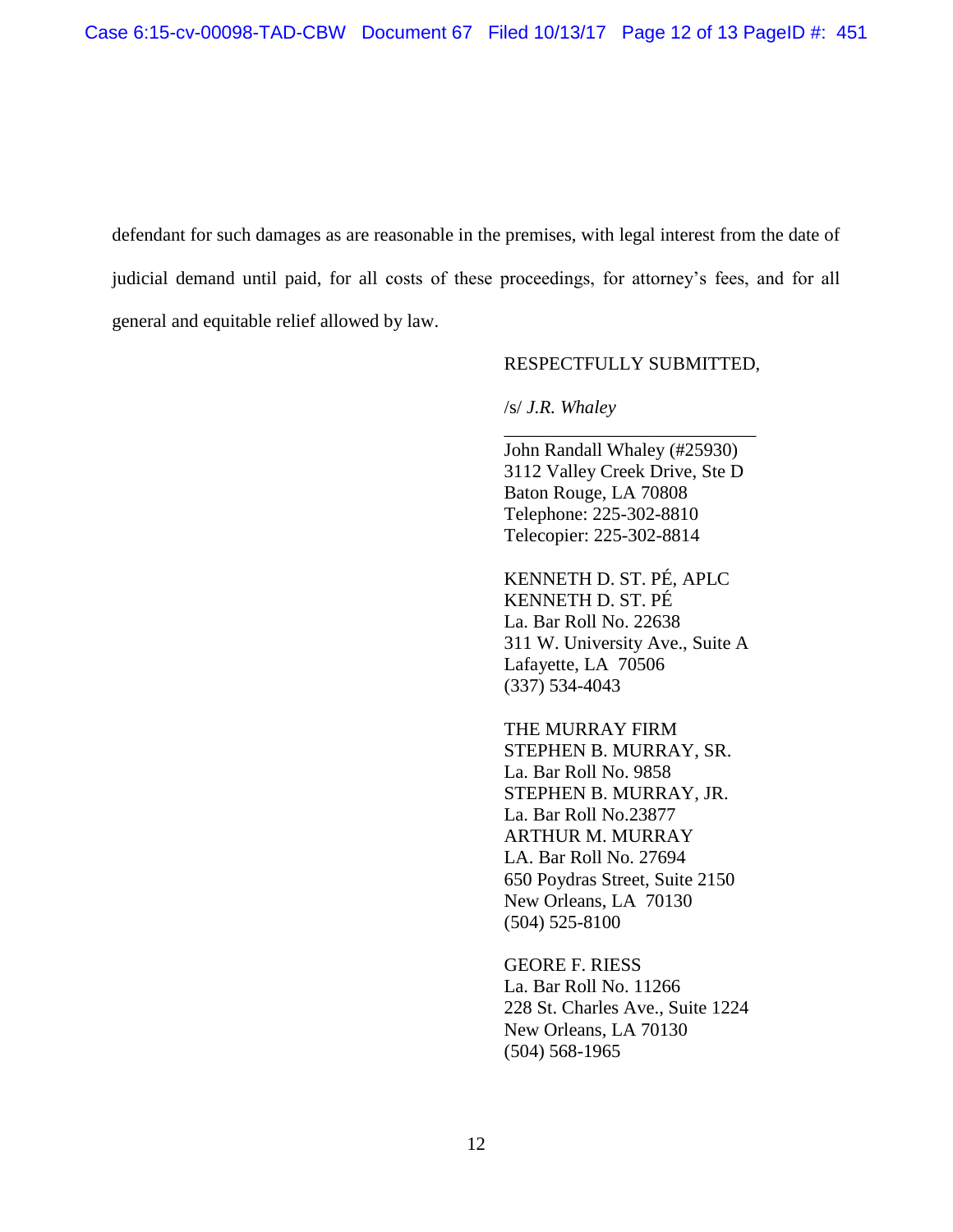defendant for such damages as are reasonable in the premises, with legal interest from the date of judicial demand until paid, for all costs of these proceedings, for attorney's fees, and for all general and equitable relief allowed by law.

RESPECTFULLY SUBMITTED,

/s/ *J.R. Whaley*
___________________________
John Randall Whaley (#25930)
3112 Valley Creek Drive, Ste D
Baton Rouge, LA 70808
Telephone: 225-302-8810
Telecopier: 225-302-8814

KENNETH D. ST. PÉ, APLC
KENNETH D. ST. PÉ
La. Bar Roll No. 22638
311 W. University Ave., Suite A
Lafayette, LA 70506
(337) 534-4043

THE MURRAY FIRM
STEPHEN B. MURRAY, SR.
La. Bar Roll No. 9858
STEPHEN B. MURRAY, JR.
La. Bar Roll No.23877
ARTHUR M. MURRAY
LA. Bar Roll No. 27694
650 Poydras Street, Suite 2150
New Orleans, LA 70130
(504) 525-8100

GEORE F. RIESS
La. Bar Roll No. 11266
228 St. Charles Ave., Suite 1224
New Orleans, LA 70130
(504) 568-1965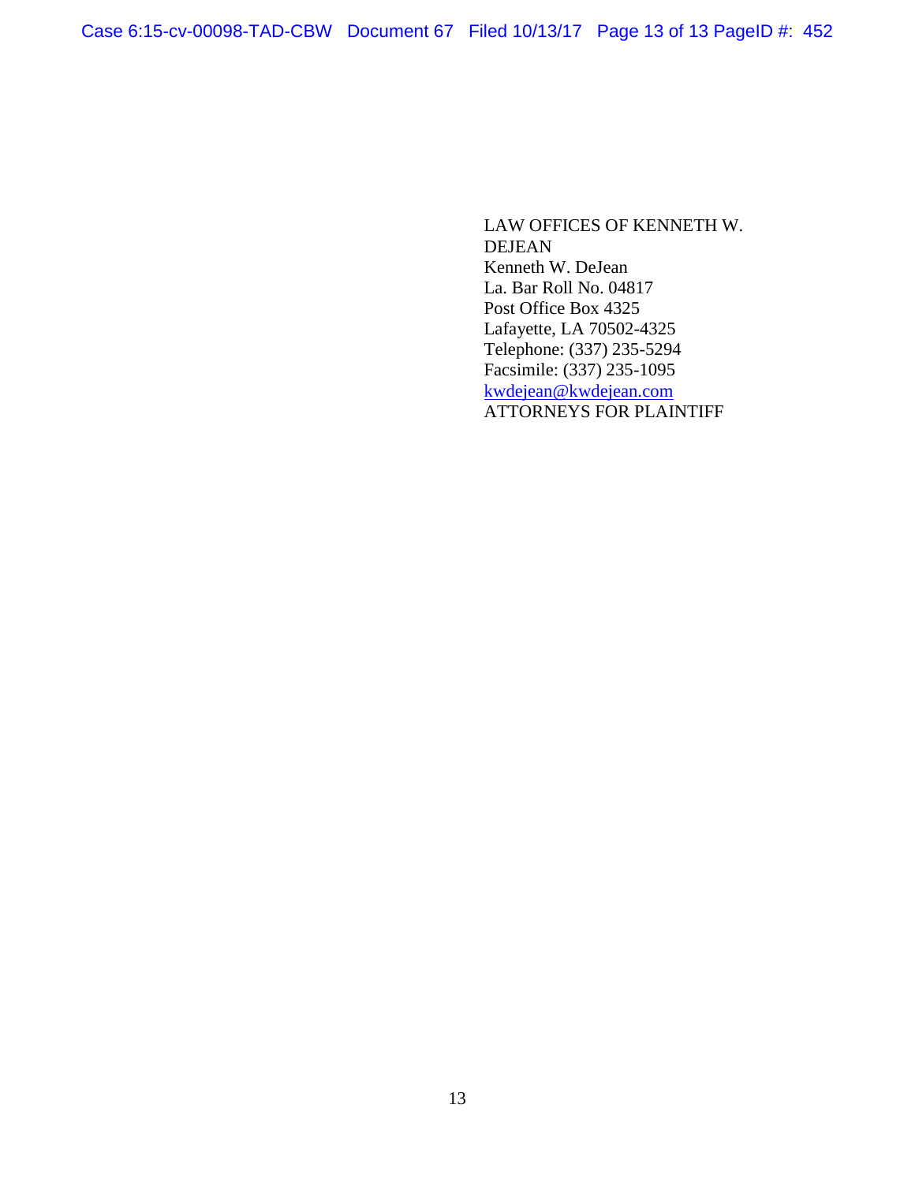LAW OFFICES OF KENNETH W. DEJEAN
Kenneth W. DeJean
La. Bar Roll No. 04817
Post Office Box 4325
Lafayette, LA 70502-4325
Telephone: (337) 235-5294
Facsimile: (337) 235-1095
kwdejean@kwdejean.com
ATTORNEYS FOR PLAINTIFF